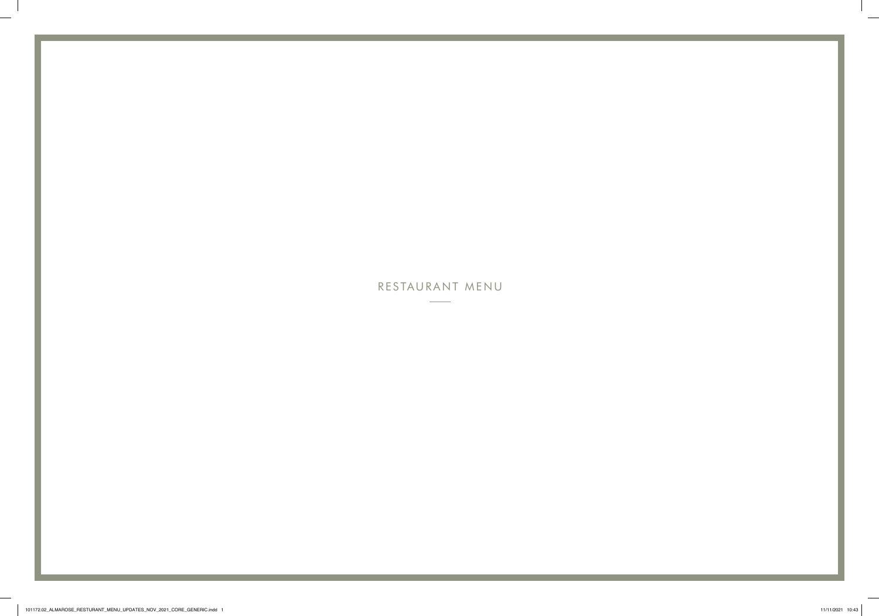# RESTAURANT MENU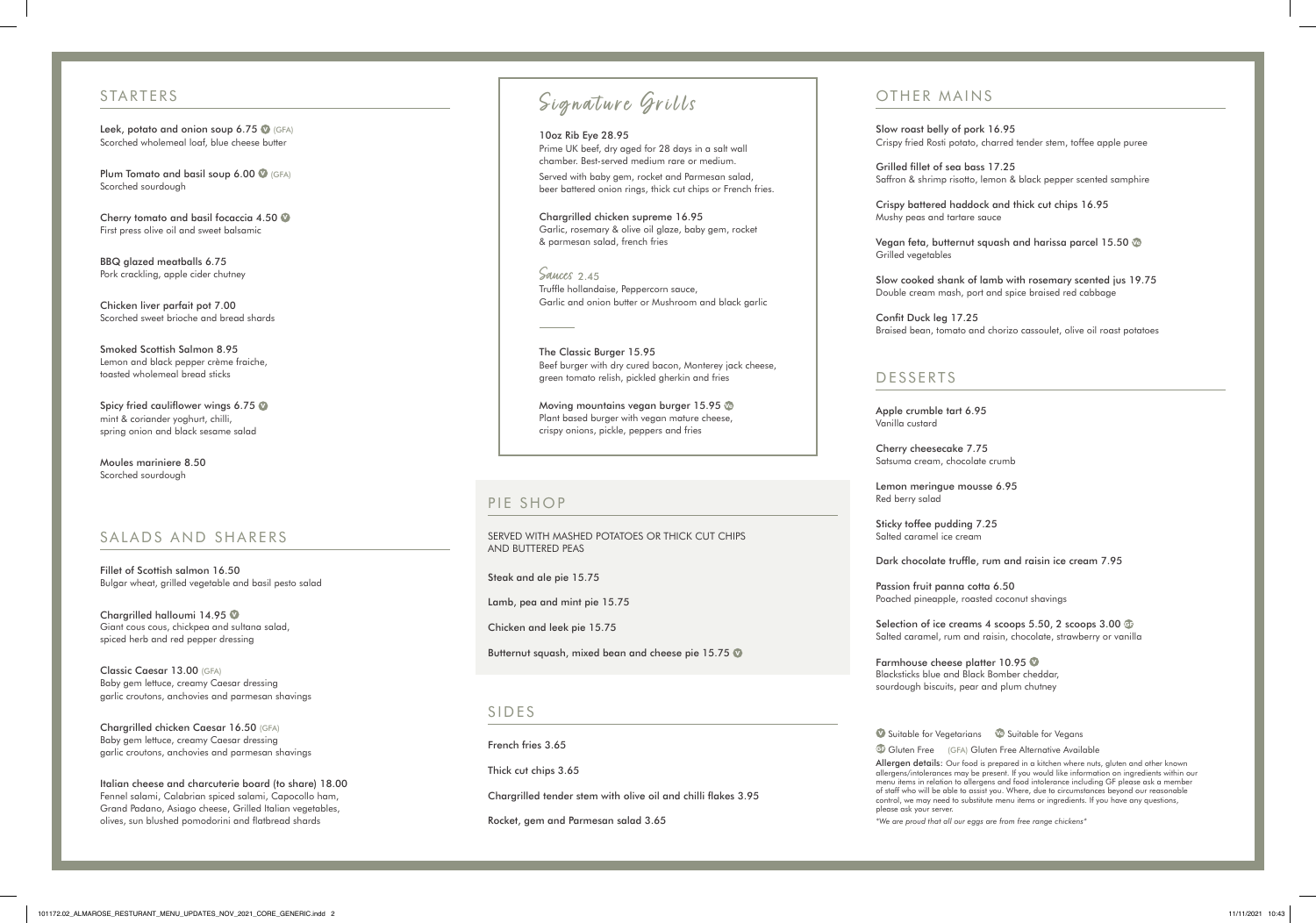## STARTERS

Leek, potato and onion soup 6.75 (V) (GFA)
Scorched wholemeal loaf, blue cheese butter

Plum Tomato and basil soup 6.00 (V) (GFA)
Scorched sourdough

Cherry tomato and basil focaccia 4.50 (V)
First press olive oil and sweet balsamic

BBQ glazed meatballs 6.75
Pork crackling, apple cider chutney

Chicken liver parfait pot 7.00
Scorched sweet brioche and bread shards

Smoked Scottish Salmon 8.95
Lemon and black pepper crème fraiche, toasted wholemeal bread sticks

Spicy fried cauliflower wings 6.75 (V)
mint & coriander yoghurt, chilli, spring onion and black sesame salad

Moules mariniere 8.50
Scorched sourdough

## SALADS AND SHARERS

Fillet of Scottish salmon 16.50
Bulgar wheat, grilled vegetable and basil pesto salad

Chargrilled halloumi 14.95 (V)
Giant cous cous, chickpea and sultana salad, spiced herb and red pepper dressing

Classic Caesar 13.00 (GFA)
Baby gem lettuce, creamy Caesar dressing garlic croutons, anchovies and parmesan shavings

Chargrilled chicken Caesar 16.50 (GFA)
Baby gem lettuce, creamy Caesar dressing garlic croutons, anchovies and parmesan shavings

Italian cheese and charcuterie board (to share) 18.00
Fennel salami, Calabrian spiced salami, Capocollo ham, Grand Padano, Asiago cheese, Grilled Italian vegetables, olives, sun blushed pomodorini and flatbread shards

## Signature Grills

10oz Rib Eye 28.95
Prime UK beef, dry aged for 28 days in a salt wall chamber. Best-served medium rare or medium.
Served with baby gem, rocket and Parmesan salad, beer battered onion rings, thick cut chips or French fries.

Chargrilled chicken supreme 16.95
Garlic, rosemary & olive oil glaze, baby gem, rocket & parmesan salad, french fries

### Sauces 2.45
Truffle hollandaise, Peppercorn sauce, Garlic and onion butter or Mushroom and black garlic

The Classic Burger 15.95
Beef burger with dry cured bacon, Monterey jack cheese, green tomato relish, pickled gherkin and fries

Moving mountains vegan burger 15.95 (Ve)
Plant based burger with vegan mature cheese, crispy onions, pickle, peppers and fries

## PIE SHOP

SERVED WITH MASHED POTATOES OR THICK CUT CHIPS AND BUTTERED PEAS

Steak and ale pie 15.75

Lamb, pea and mint pie 15.75

Chicken and leek pie 15.75

Butternut squash, mixed bean and cheese pie 15.75 (V)

## SIDES

French fries 3.65

Thick cut chips 3.65

Chargrilled tender stem with olive oil and chilli flakes 3.95

Rocket, gem and Parmesan salad 3.65

## OTHER MAINS

Slow roast belly of pork 16.95
Crispy fried Rosti potato, charred tender stem, toffee apple puree

Grilled fillet of sea bass 17.25
Saffron & shrimp risotto, lemon & black pepper scented samphire

Crispy battered haddock and thick cut chips 16.95
Mushy peas and tartare sauce

Vegan feta, butternut squash and harissa parcel 15.50 (Ve)
Grilled vegetables

Slow cooked shank of lamb with rosemary scented jus 19.75
Double cream mash, port and spice braised red cabbage

Confit Duck leg 17.25
Braised bean, tomato and chorizo cassoulet, olive oil roast potatoes

## DESSERTS

Apple crumble tart 6.95
Vanilla custard

Cherry cheesecake 7.75
Satsuma cream, chocolate crumb

Lemon meringue mousse 6.95
Red berry salad

Sticky toffee pudding 7.25
Salted caramel ice cream

Dark chocolate truffle, rum and raisin ice cream 7.95

Passion fruit panna cotta 6.50
Poached pineapple, roasted coconut shavings

Selection of ice creams 4 scoops 5.50, 2 scoops 3.00 (GF)
Salted caramel, rum and raisin, chocolate, strawberry or vanilla

Farmhouse cheese platter 10.95 (V)
Blacksticks blue and Black Bomber cheddar, sourdough biscuits, pear and plum chutney

(V) Suitable for Vegetarians (Ve) Suitable for Vegans

(GF) Gluten Free (GFA) Gluten Free Alternative Available

**Allergen details:** Our food is prepared in a kitchen where nuts, gluten and other known allergens/intolerances may be present. If you would like information on ingredients within our menu items in relation to allergens and food intolerance including GF please ask a member of staff who will be able to assist you. Where, due to circumstances beyond our reasonable control, we may need to substitute menu items or ingredients. If you have any questions, please ask your server.

*"We are proud that all our eggs are from free range chickens"*